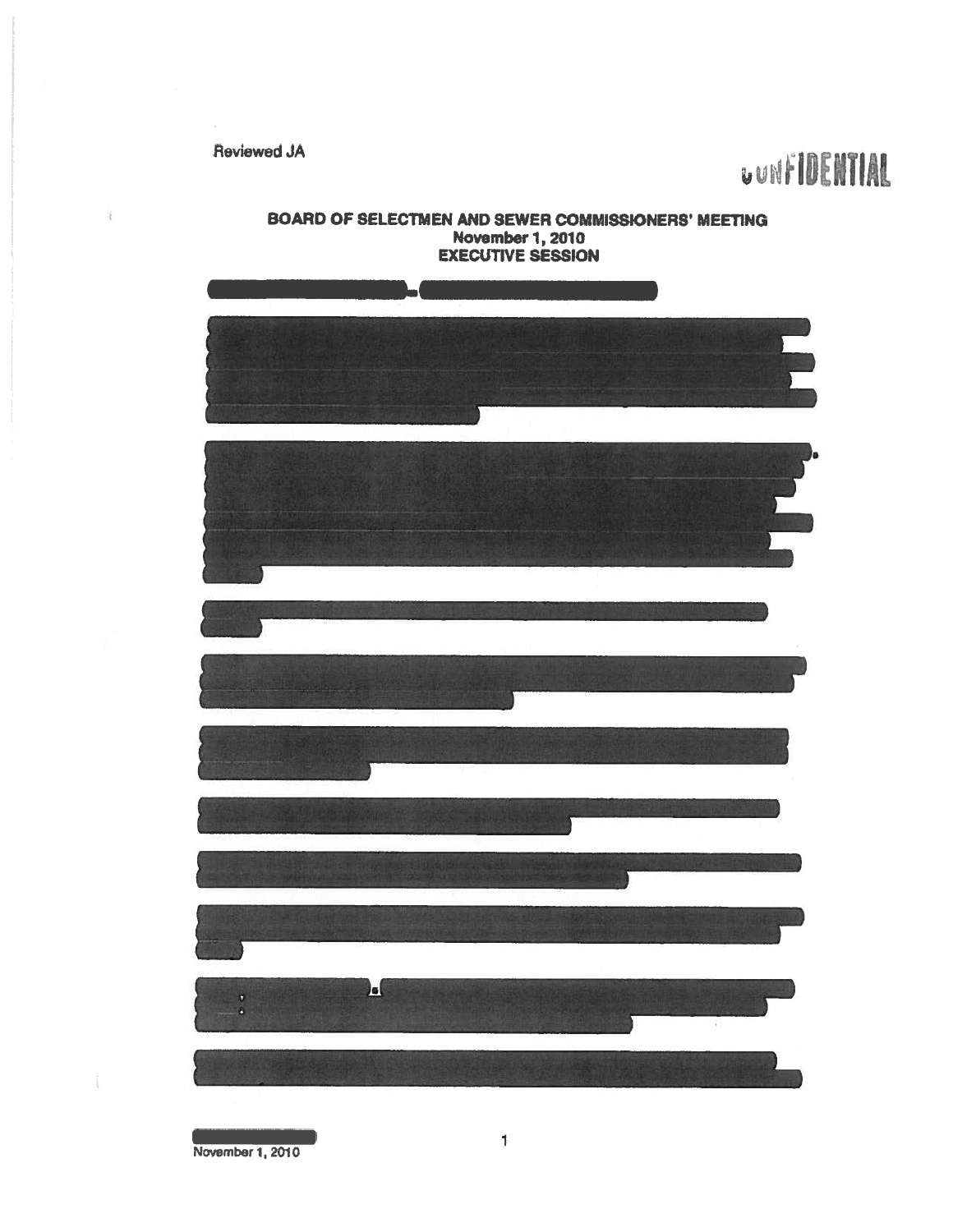Reviewed JA

CONFIDENTIAL

# BOARD OF SELECTMEN AND SEWER COMMISSIONERS' MEETING
## November 1, 2010
## EXECUTIVE SESSION

November 1, 2010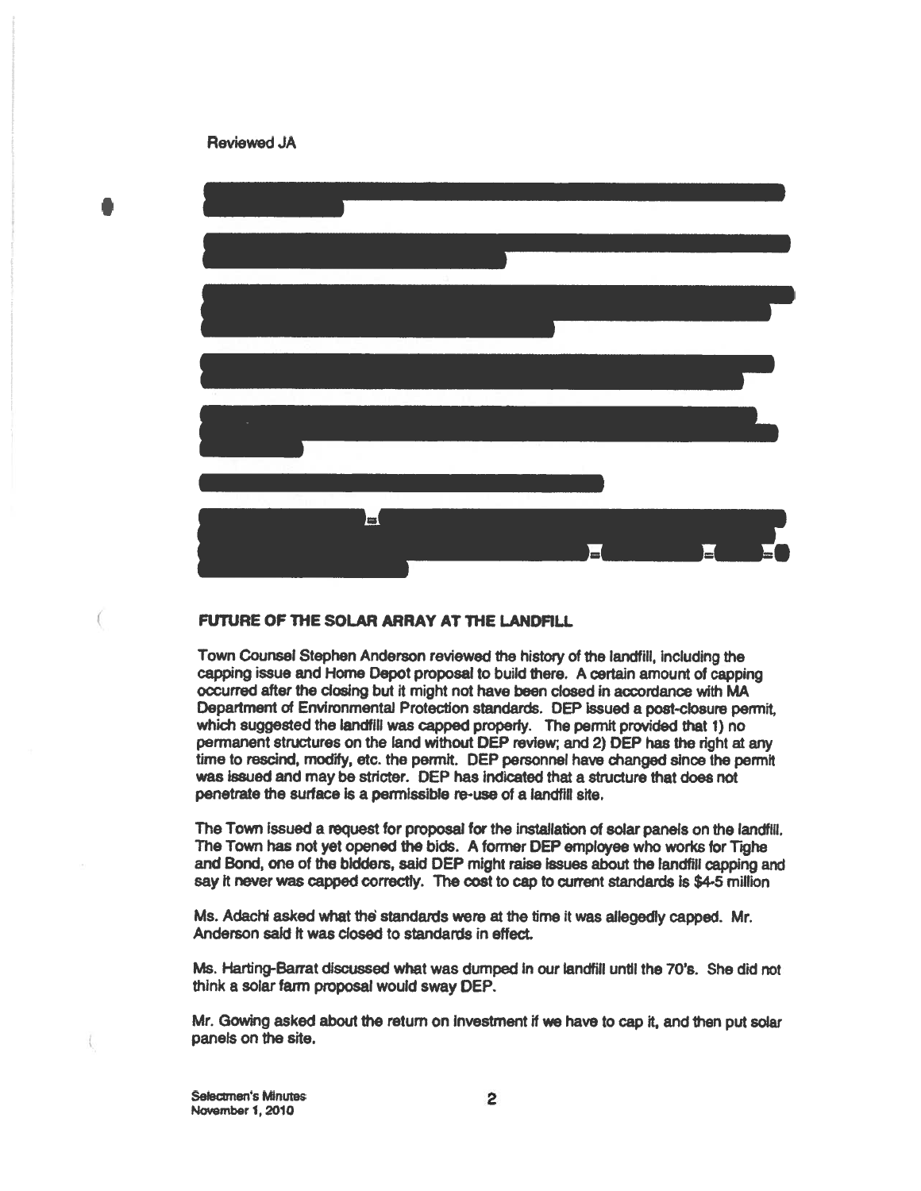Reviewed JA

## FUTURE OF THE SOLAR ARRAY AT THE LANDFILL

Town Counsel Stephen Anderson reviewed the history of the landfill, including the capping issue and Home Depot proposal to build there. A certain amount of capping occurred after the closing but it might not have been closed in accordance with MA Department of Environmental Protection standards. DEP issued a post-closure permit, which suggested the landfill was capped properly. The permit provided that 1) no permanent structures on the land without DEP review; and 2) DEP has the right at any time to rescind, modify, etc. the permit. DEP personnel have changed since the permit was issued and may be stricter. DEP has indicated that a structure that does not penetrate the surface is a permissible re-use of a landfill site.

The Town issued a request for proposal for the installation of solar panels on the landfill. The Town has not yet opened the bids. A former DEP employee who works for Tighe and Bond, one of the bidders, said DEP might raise issues about the landfill capping and say it never was capped correctly. The cost to cap to current standards is $4-5 million

Ms. Adachi asked what the standards were at the time it was allegedly capped. Mr. Anderson said it was closed to standards in effect.

Ms. Harting-Barrat discussed what was dumped in our landfill until the 70's. She did not think a solar farm proposal would sway DEP.

Mr. Gowing asked about the return on investment if we have to cap it, and then put solar panels on the site.

Selectmen's Minutes
November 1, 2010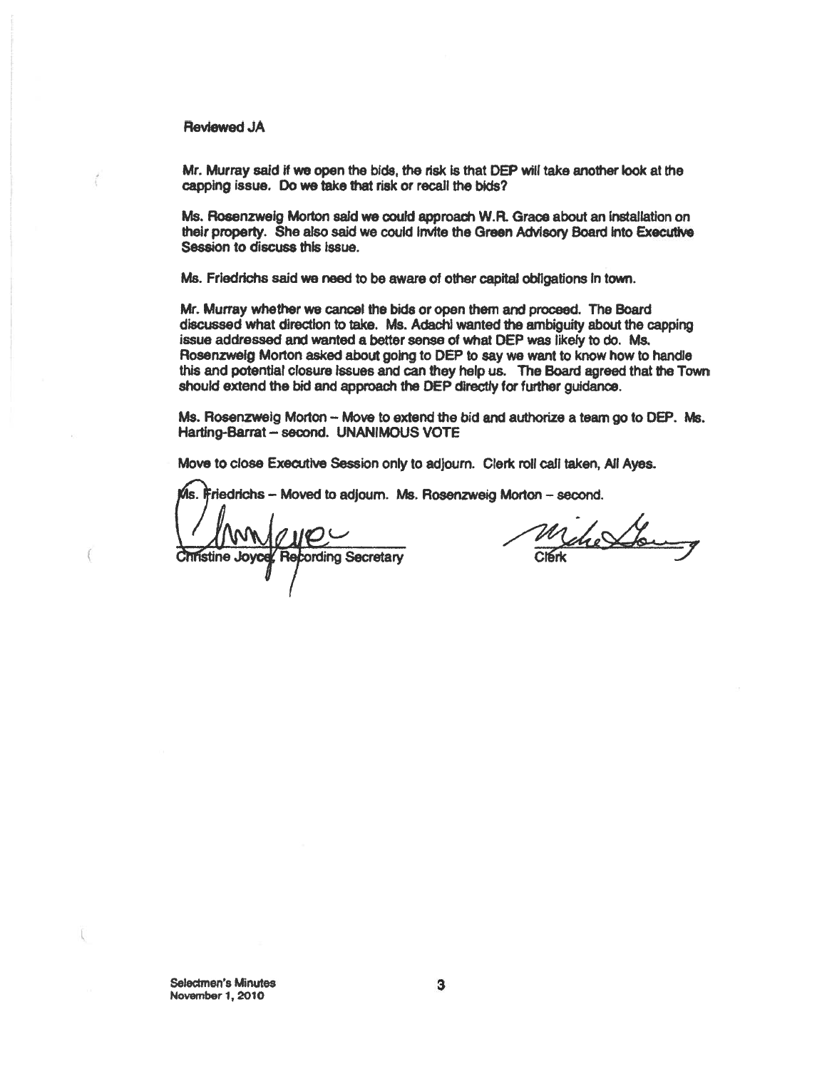Reviewed JA

Mr. Murray said if we open the bids, the risk is that DEP will take another look at the capping issue. Do we take that risk or recall the bids?

Ms. Rosenzweig Morton said we could approach W.R. Grace about an installation on their property. She also said we could invite the Green Advisory Board into Executive Session to discuss this issue.

Ms. Friedrichs said we need to be aware of other capital obligations in town.

Mr. Murray whether we cancel the bids or open them and proceed. The Board discussed what direction to take. Ms. Adachi wanted the ambiguity about the capping issue addressed and wanted a better sense of what DEP was likely to do. Ms. Rosenzweig Morton asked about going to DEP to say we want to know how to handle this and potential closure issues and can they help us. The Board agreed that the Town should extend the bid and approach the DEP directly for further guidance.

Ms. Rosenzweig Morton – Move to extend the bid and authorize a team go to DEP. Ms. Harting-Barrat – second. UNANIMOUS VOTE

Move to close Executive Session only to adjourn. Clerk roll call taken, All Ayes.

Ms. Friedrichs – Moved to adjourn. Ms. Rosenzweig Morton – second.

Christine Joyce, Recording Secretary

Clerk

Selectmen's Minutes
November 1, 2010